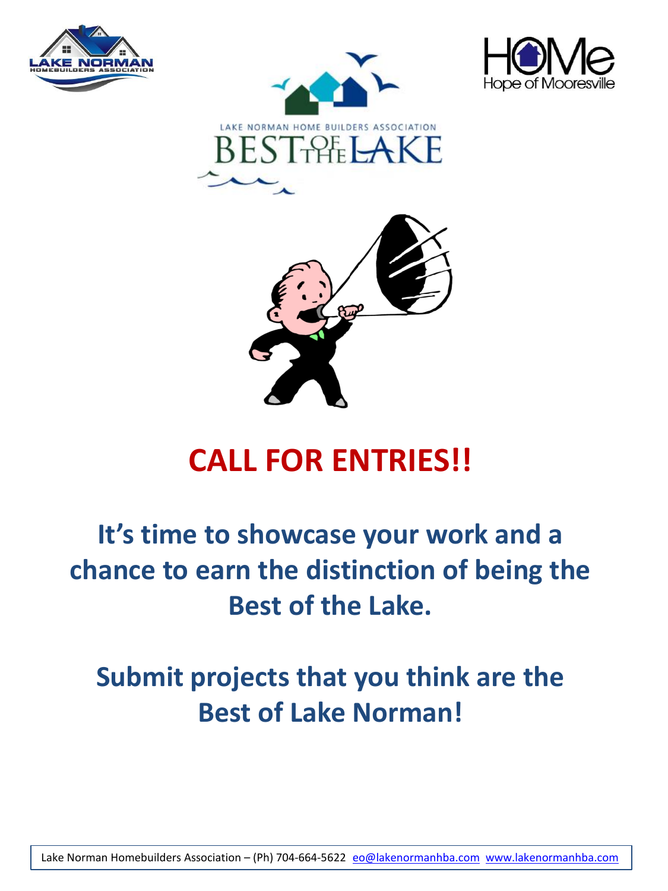LAKE NORMAN HOME BUILDERS ASSOCIATION

# BEST OF THE LAKE

# CALL FOR ENTRIES!!

## It's time to showcase your work and a chance to earn the distinction of being the Best of the Lake.

## Submit projects that you think are the Best of Lake Norman!

Lake Norman Homebuilders Association – (Ph) 704-664-5622 eo@lakenormanhba.com www.lakenormanhba.com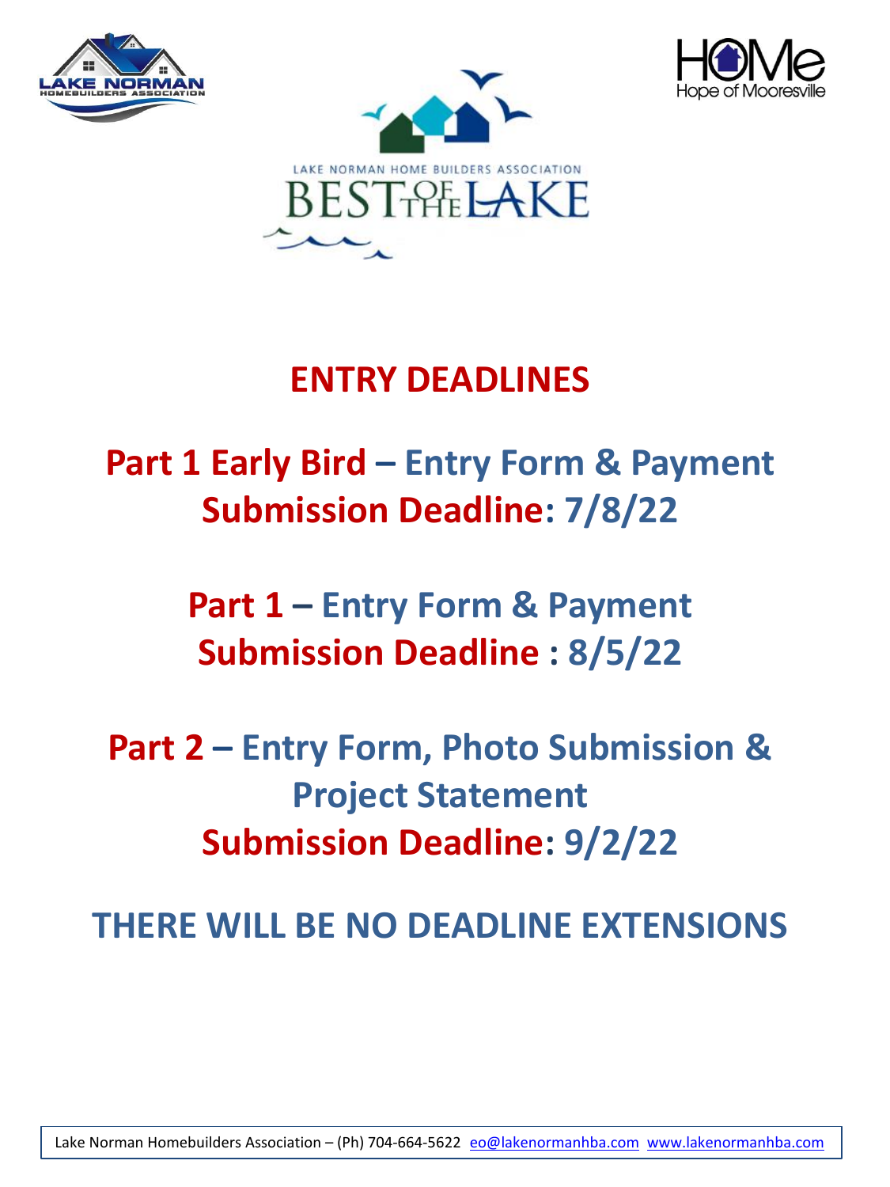LAKE NORMAN HOME BUILDERS ASSOCIATION
BEST OF THE LAKE

# ENTRY DEADLINES

## Part 1 Early Bird – Entry Form & Payment
## Submission Deadline: 7/8/22

## Part 1 – Entry Form & Payment
## Submission Deadline : 8/5/22

## Part 2 – Entry Form, Photo Submission & Project Statement
## Submission Deadline: 9/2/22

## THERE WILL BE NO DEADLINE EXTENSIONS

Lake Norman Homebuilders Association – (Ph) 704-664-5622 eo@lakenormanhba.com www.lakenormanhba.com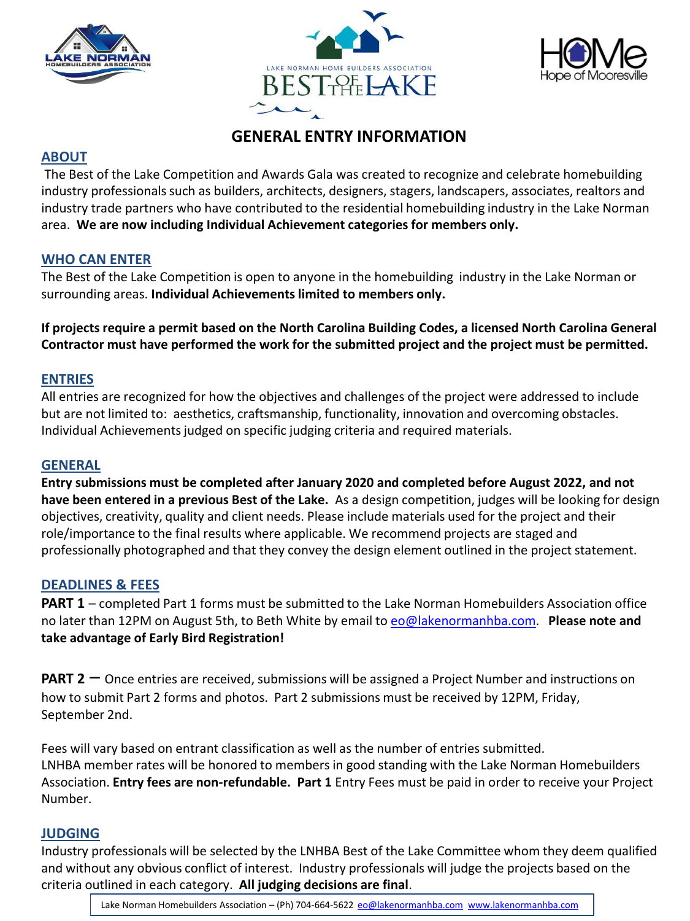# GENERAL ENTRY INFORMATION

## ABOUT

The Best of the Lake Competition and Awards Gala was created to recognize and celebrate homebuilding industry professionals such as builders, architects, designers, stagers, landscapers, associates, realtors and industry trade partners who have contributed to the residential homebuilding industry in the Lake Norman area. **We are now including Individual Achievement categories for members only.**

## WHO CAN ENTER

The Best of the Lake Competition is open to anyone in the homebuilding industry in the Lake Norman or surrounding areas. **Individual Achievements limited to members only.**

**If projects require a permit based on the North Carolina Building Codes, a licensed North Carolina General Contractor must have performed the work for the submitted project and the project must be permitted.**

## ENTRIES

All entries are recognized for how the objectives and challenges of the project were addressed to include but are not limited to: aesthetics, craftsmanship, functionality, innovation and overcoming obstacles. Individual Achievements judged on specific judging criteria and required materials.

## GENERAL

**Entry submissions must be completed after January 2020 and completed before August 2022, and not have been entered in a previous Best of the Lake.** As a design competition, judges will be looking for design objectives, creativity, quality and client needs. Please include materials used for the project and their role/importance to the final results where applicable. We recommend projects are staged and professionally photographed and that they convey the design element outlined in the project statement.

## DEADLINES & FEES

**PART 1** – completed Part 1 forms must be submitted to the Lake Norman Homebuilders Association office no later than 12PM on August 5th, to Beth White by email to eo@lakenormanhba.com. **Please note and take advantage of Early Bird Registration!**

**PART 2** – Once entries are received, submissions will be assigned a Project Number and instructions on how to submit Part 2 forms and photos. Part 2 submissions must be received by 12PM, Friday, September 2nd.

Fees will vary based on entrant classification as well as the number of entries submitted. LNHBA member rates will be honored to members in good standing with the Lake Norman Homebuilders Association. **Entry fees are non-refundable. Part 1** Entry Fees must be paid in order to receive your Project Number.

## JUDGING

Industry professionals will be selected by the LNHBA Best of the Lake Committee whom they deem qualified and without any obvious conflict of interest. Industry professionals will judge the projects based on the criteria outlined in each category. **All judging decisions are final**.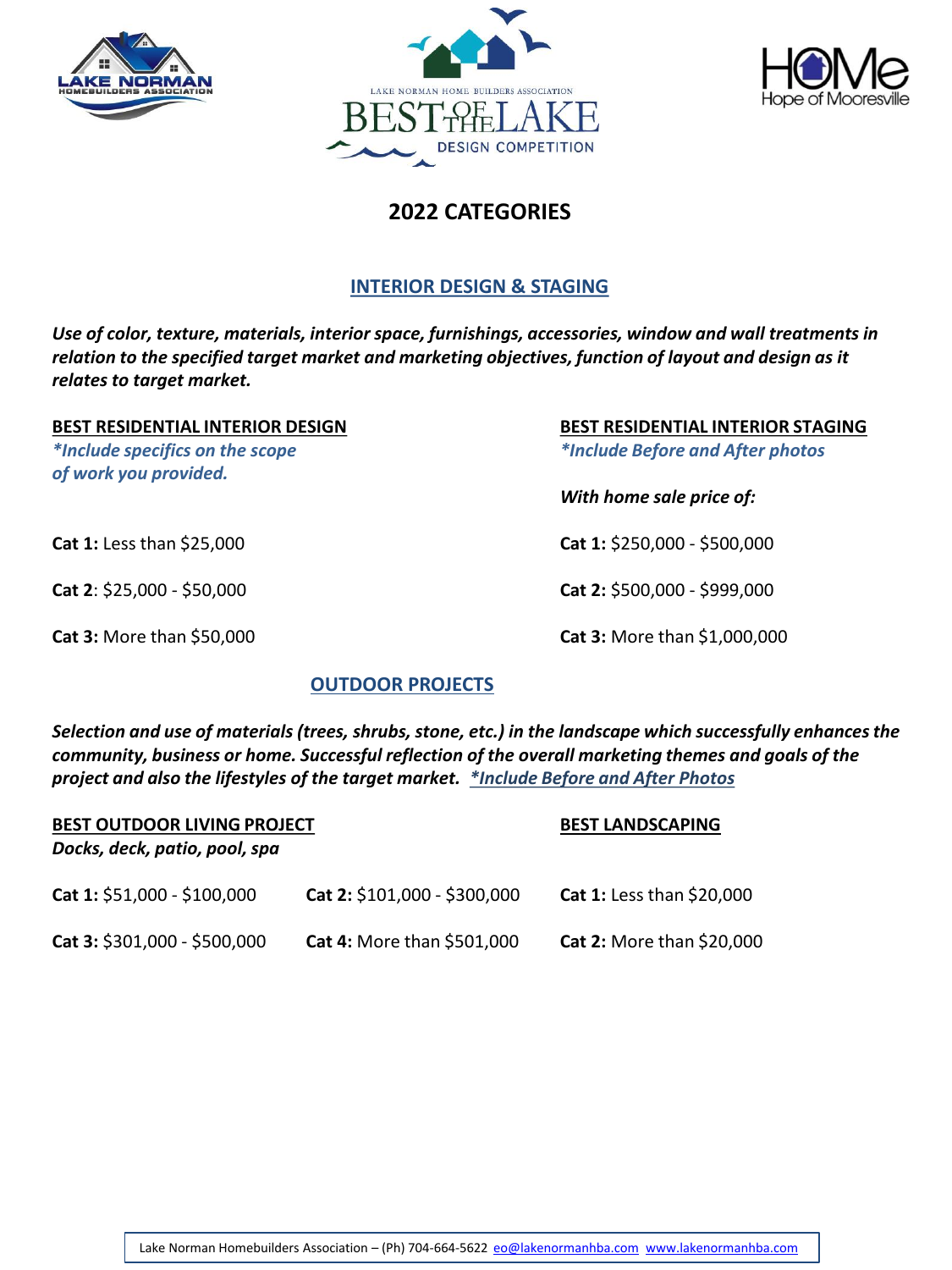# 2022 CATEGORIES

## INTERIOR DESIGN & STAGING

***Use of color, texture, materials, interior space, furnishings, accessories, window and wall treatments in relation to the specified target market and marketing objectives, function of layout and design as it relates to target market.***

### BEST RESIDENTIAL INTERIOR DESIGN

****Include specifics on the scope of work you provided.***

**Cat 1:** Less than $25,000

**Cat 2**: $25,000 - $50,000

**Cat 3:** More than $50,000

### BEST RESIDENTIAL INTERIOR STAGING

****Include Before and After photos***

***With home sale price of:***

**Cat 1:** $250,000 - $500,000

**Cat 2:** $500,000 - $999,000

**Cat 3:** More than $1,000,000

## OUTDOOR PROJECTS

***Selection and use of materials (trees, shrubs, stone, etc.) in the landscape which successfully enhances the community, business or home. Successful reflection of the overall marketing themes and goals of the project and also the lifestyles of the target market.*** ****Include Before and After Photos***

### BEST OUTDOOR LIVING PROJECT

***Docks, deck, patio, pool, spa***

**Cat 1:** $51,000 - $100,000

**Cat 2:** $101,000 - $300,000

**Cat 3:** $301,000 - $500,000

**Cat 4:** More than $501,000

### BEST LANDSCAPING

**Cat 1:** Less than $20,000

**Cat 2:** More than $20,000

Lake Norman Homebuilders Association – (Ph) 704-664-5622 eo@lakenormanhba.com www.lakenormanhba.com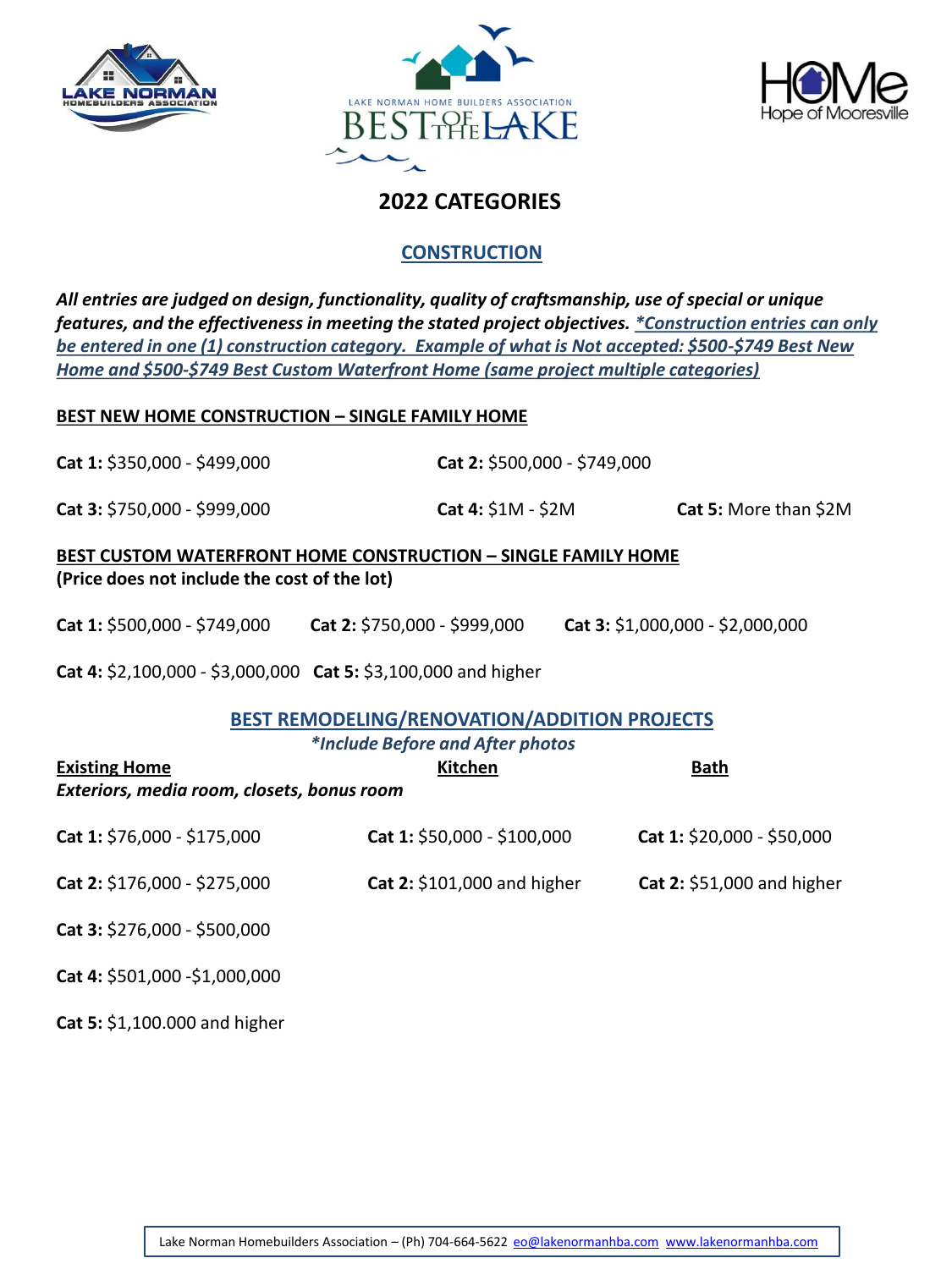## 2022 CATEGORIES

### CONSTRUCTION

***All entries are judged on design, functionality, quality of craftsmanship, use of special or unique features, and the effectiveness in meeting the stated project objectives.*** *\*Construction entries can only be entered in one (1) construction category. Example of what is Not accepted: $500-$749 Best New Home and $500-$749 Best Custom Waterfront Home (same project multiple categories)*

**BEST NEW HOME CONSTRUCTION – SINGLE FAMILY HOME**

**Cat 1:** $350,000 - $499,000

**Cat 2:** $500,000 - $749,000

**Cat 3:** $750,000 - $999,000

**Cat 4:** $1M - $2M

**Cat 5:** More than $2M

**BEST CUSTOM WATERFRONT HOME CONSTRUCTION – SINGLE FAMILY HOME**
**(Price does not include the cost of the lot)**

**Cat 1:** $500,000 - $749,000

**Cat 2:** $750,000 - $999,000

**Cat 3:** $1,000,000 - $2,000,000

**Cat 4:** $2,100,000 - $3,000,000

**Cat 5:** $3,100,000 and higher

### BEST REMODELING/RENOVATION/ADDITION PROJECTS

*\*Include Before and After photos*

| **Existing Home** *Exteriors, media room, closets, bonus room* | **Kitchen** | **Bath** |
|---|---|---|
| **Cat 1:** $76,000 - $175,000 | **Cat 1:** $50,000 - $100,000 | **Cat 1:** $20,000 - $50,000 |
| **Cat 2:** $176,000 - $275,000 | **Cat 2:** $101,000 and higher | **Cat 2:** $51,000 and higher |
| **Cat 3:** $276,000 - $500,000 | | |
| **Cat 4:** $501,000 -$1,000,000 | | |
| **Cat 5:** $1,100.000 and higher | | |

Lake Norman Homebuilders Association – (Ph) 704-664-5622 eo@lakenormanhba.com www.lakenormanhba.com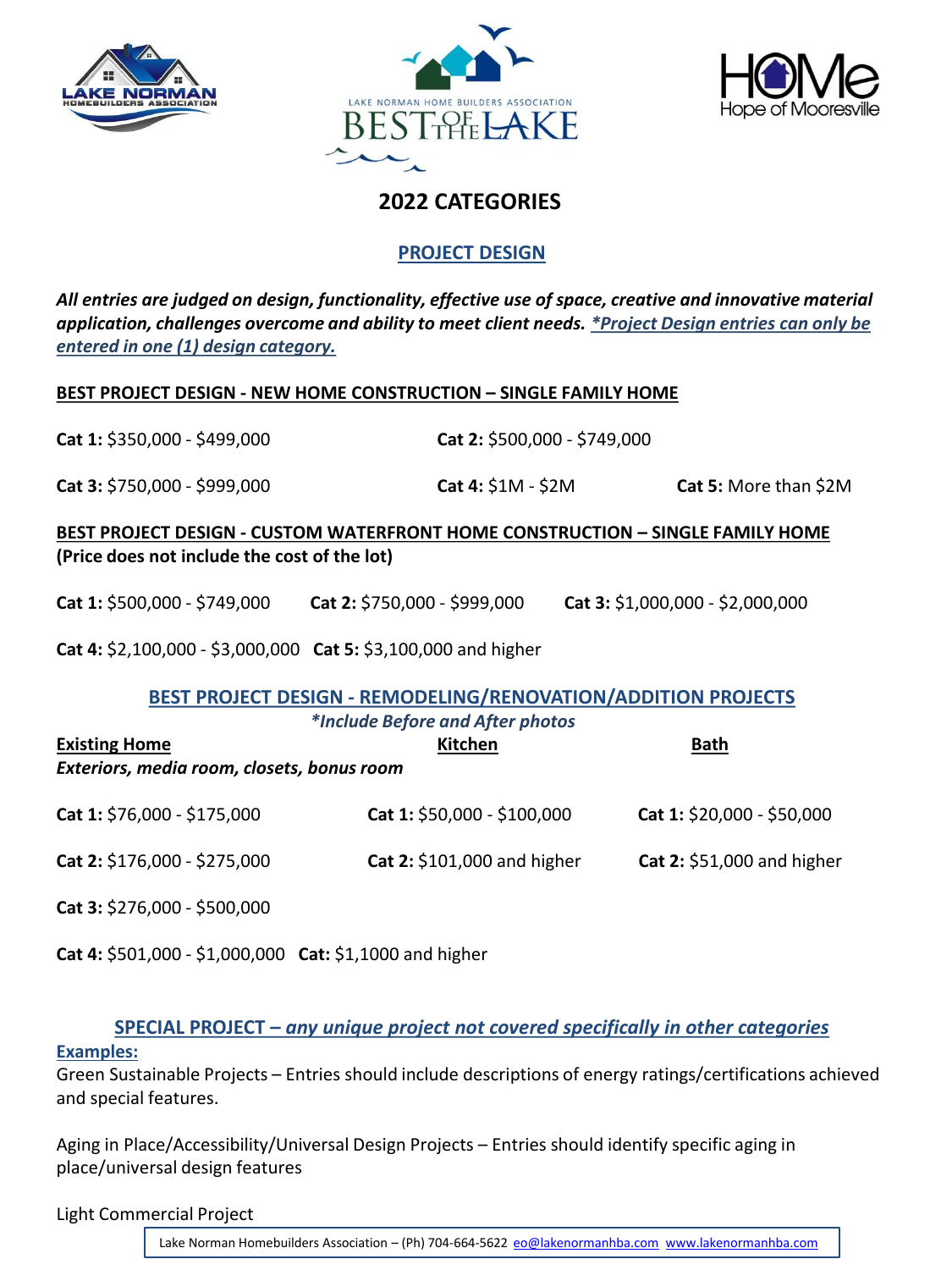# 2022 CATEGORIES

## PROJECT DESIGN

***All entries are judged on design, functionality, effective use of space, creative and innovative material application, challenges overcome and ability to meet client needs. *Project Design entries can only be entered in one (1) design category.***

**BEST PROJECT DESIGN - NEW HOME CONSTRUCTION – SINGLE FAMILY HOME**

**Cat 1:** $350,000 - $499,000

**Cat 2:** $500,000 - $749,000

**Cat 3:** $750,000 - $999,000

**Cat 4:** $1M - $2M

**Cat 5:** More than $2M

**BEST PROJECT DESIGN - CUSTOM WATERFRONT HOME CONSTRUCTION – SINGLE FAMILY HOME**
**(Price does not include the cost of the lot)**

**Cat 1:** $500,000 - $749,000

**Cat 2:** $750,000 - $999,000

**Cat 3:** $1,000,000 - $2,000,000

**Cat 4:** $2,100,000 - $3,000,000

**Cat 5:** $3,100,000 and higher

## BEST PROJECT DESIGN - REMODELING/RENOVATION/ADDITION PROJECTS

***Include Before and After photos***

| Existing Home<br>*Exteriors, media room, closets, bonus room* | Kitchen | Bath |
|---|---|---|
| **Cat 1:** $76,000 - $175,000 | **Cat 1:** $50,000 - $100,000 | **Cat 1:** $20,000 - $50,000 |
| **Cat 2:** $176,000 - $275,000 | **Cat 2:** $101,000 and higher | **Cat 2:** $51,000 and higher |
| **Cat 3:** $276,000 - $500,000 | | |
| **Cat 4:** $501,000 - $1,000,000 **Cat:** $1,1000 and higher | | |

## SPECIAL PROJECT – *any unique project not covered specifically in other categories*

**Examples:**

Green Sustainable Projects – Entries should include descriptions of energy ratings/certifications achieved and special features.

Aging in Place/Accessibility/Universal Design Projects – Entries should identify specific aging in place/universal design features

Light Commercial Project

Lake Norman Homebuilders Association – (Ph) 704-664-5622 eo@lakenormanhba.com www.lakenormanhba.com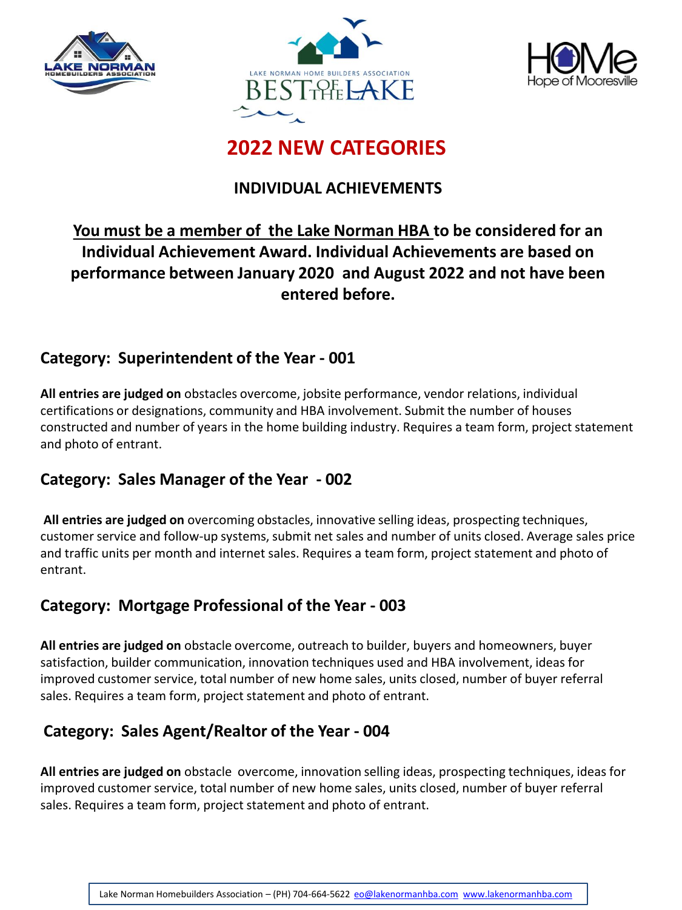# 2022 NEW CATEGORIES

## INDIVIDUAL ACHIEVEMENTS

**You must be a member of the Lake Norman HBA to be considered for an Individual Achievement Award. Individual Achievements are based on performance between January 2020 and August 2022 and not have been entered before.**

### Category: Superintendent of the Year - 001

**All entries are judged on** obstacles overcome, jobsite performance, vendor relations, individual certifications or designations, community and HBA involvement. Submit the number of houses constructed and number of years in the home building industry. Requires a team form, project statement and photo of entrant.

### Category: Sales Manager of the Year - 002

**All entries are judged on** overcoming obstacles, innovative selling ideas, prospecting techniques, customer service and follow-up systems, submit net sales and number of units closed. Average sales price and traffic units per month and internet sales. Requires a team form, project statement and photo of entrant.

### Category: Mortgage Professional of the Year - 003

**All entries are judged on** obstacle overcome, outreach to builder, buyers and homeowners, buyer satisfaction, builder communication, innovation techniques used and HBA involvement, ideas for improved customer service, total number of new home sales, units closed, number of buyer referral sales. Requires a team form, project statement and photo of entrant.

### Category: Sales Agent/Realtor of the Year - 004

**All entries are judged on** obstacle overcome, innovation selling ideas, prospecting techniques, ideas for improved customer service, total number of new home sales, units closed, number of buyer referral sales. Requires a team form, project statement and photo of entrant.

Lake Norman Homebuilders Association – (PH) 704-664-5622 eo@lakenormanhba.com www.lakenormanhba.com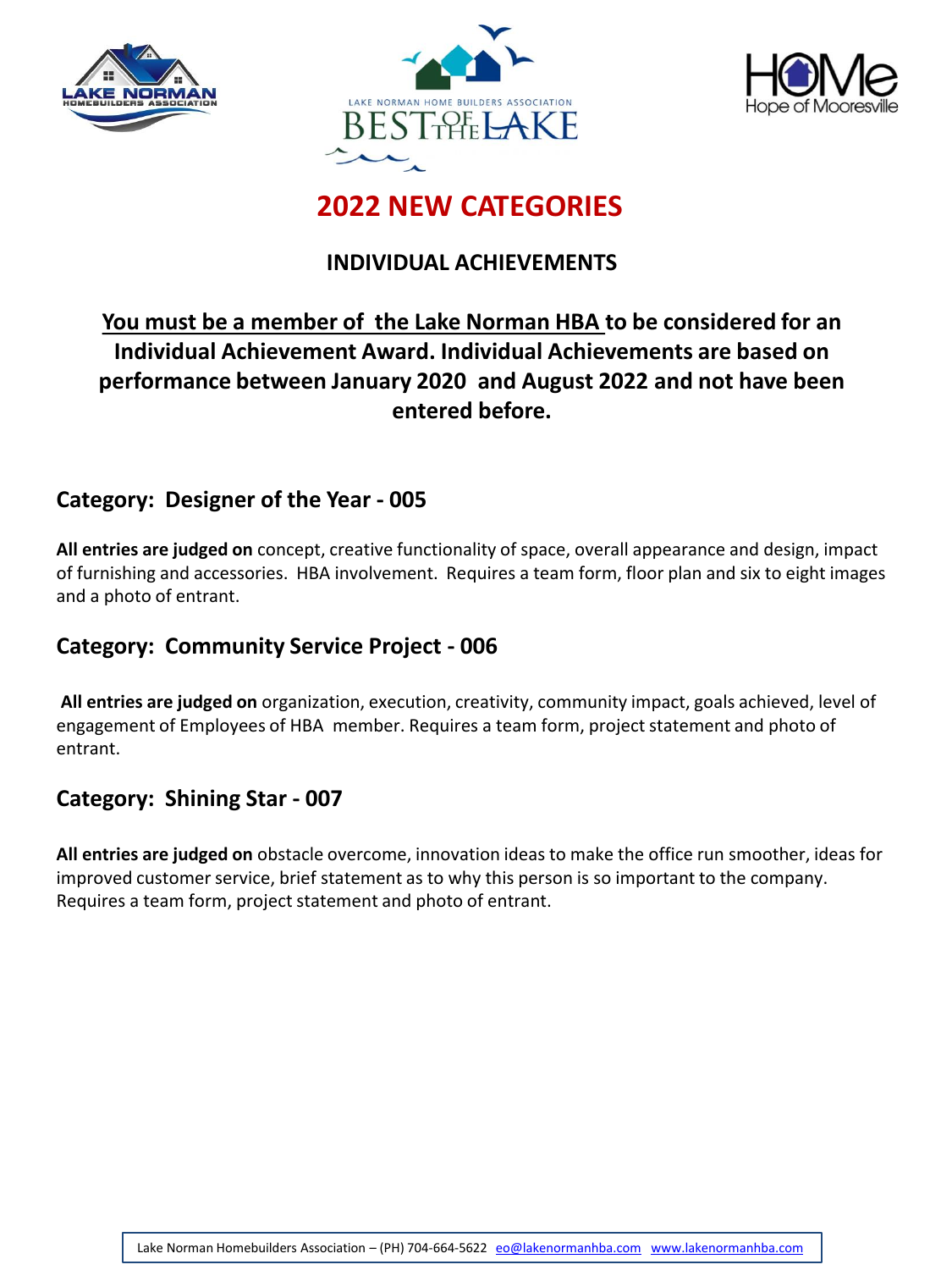# 2022 NEW CATEGORIES

## INDIVIDUAL ACHIEVEMENTS

**You must be a member of the Lake Norman HBA to be considered for an Individual Achievement Award. Individual Achievements are based on performance between January 2020 and August 2022 and not have been entered before.**

### Category: Designer of the Year - 005

**All entries are judged on** concept, creative functionality of space, overall appearance and design, impact of furnishing and accessories. HBA involvement. Requires a team form, floor plan and six to eight images and a photo of entrant.

### Category: Community Service Project - 006

**All entries are judged on** organization, execution, creativity, community impact, goals achieved, level of engagement of Employees of HBA member. Requires a team form, project statement and photo of entrant.

### Category: Shining Star - 007

**All entries are judged on** obstacle overcome, innovation ideas to make the office run smoother, ideas for improved customer service, brief statement as to why this person is so important to the company. Requires a team form, project statement and photo of entrant.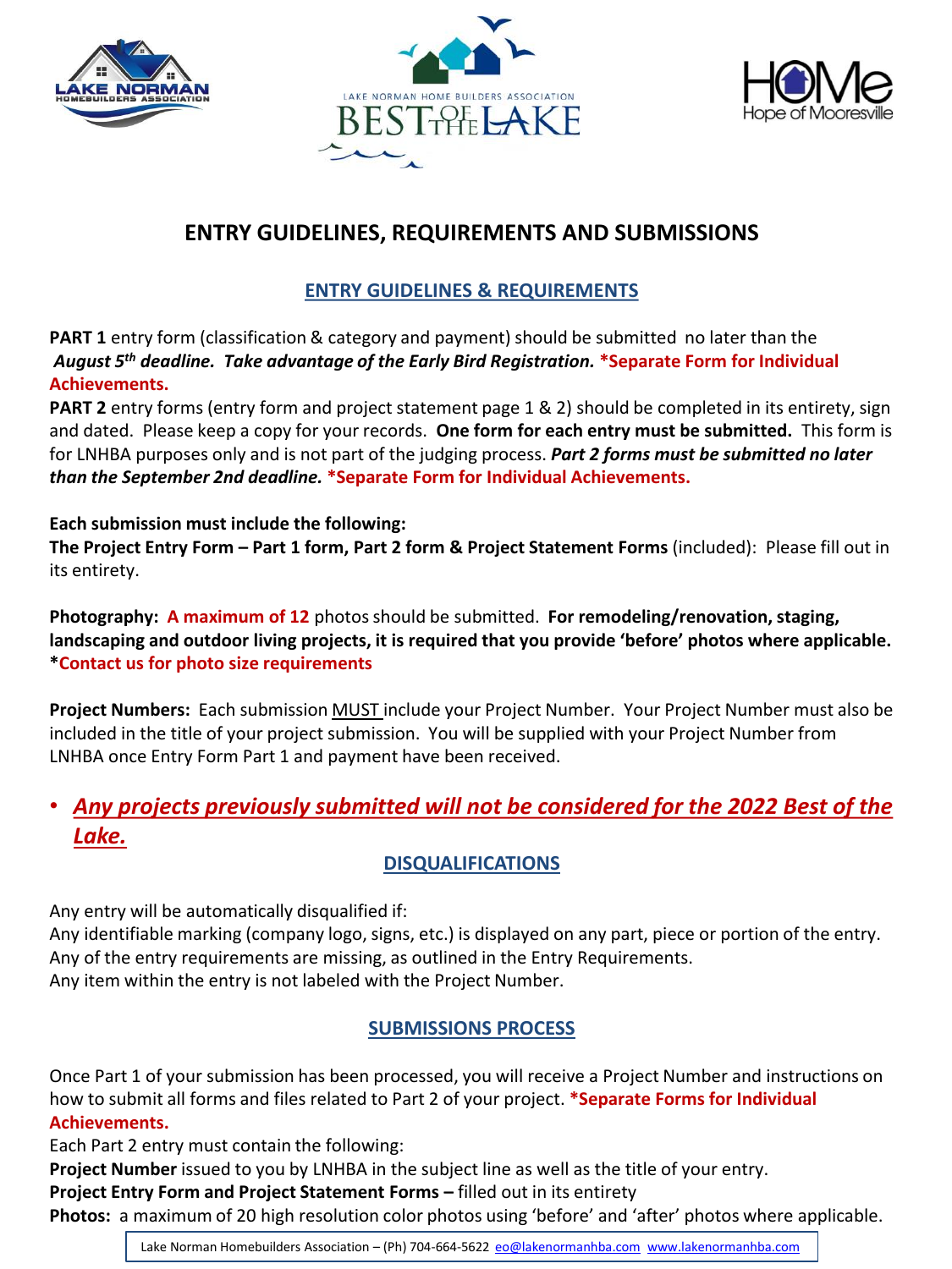# ENTRY GUIDELINES, REQUIREMENTS AND SUBMISSIONS

## ENTRY GUIDELINES & REQUIREMENTS

**PART 1** entry form (classification & category and payment) should be submitted no later than the ***August 5th deadline. Take advantage of the Early Bird Registration.*** **\*Separate Form for Individual Achievements.**

**PART 2** entry forms (entry form and project statement page 1 & 2) should be completed in its entirety, sign and dated. Please keep a copy for your records. **One form for each entry must be submitted.** This form is for LNHBA purposes only and is not part of the judging process. ***Part 2 forms must be submitted no later than the September 2nd deadline.*** **\*Separate Form for Individual Achievements.**

**Each submission must include the following:**

**The Project Entry Form – Part 1 form, Part 2 form & Project Statement Forms** (included): Please fill out in its entirety.

**Photography: A maximum of 12** photos should be submitted. **For remodeling/renovation, staging, landscaping and outdoor living projects, it is required that you provide 'before' photos where applicable.** **\*Contact us for photo size requirements**

**Project Numbers:** Each submission MUST include your Project Number. Your Project Number must also be included in the title of your project submission. You will be supplied with your Project Number from LNHBA once Entry Form Part 1 and payment have been received.

- ***Any projects previously submitted will not be considered for the 2022 Best of the Lake.***

## DISQUALIFICATIONS

Any entry will be automatically disqualified if:
Any identifiable marking (company logo, signs, etc.) is displayed on any part, piece or portion of the entry.
Any of the entry requirements are missing, as outlined in the Entry Requirements.
Any item within the entry is not labeled with the Project Number.

## SUBMISSIONS PROCESS

Once Part 1 of your submission has been processed, you will receive a Project Number and instructions on how to submit all forms and files related to Part 2 of your project. **\*Separate Forms for Individual Achievements.**

Each Part 2 entry must contain the following:
**Project Number** issued to you by LNHBA in the subject line as well as the title of your entry.
**Project Entry Form and Project Statement Forms –** filled out in its entirety
**Photos:** a maximum of 20 high resolution color photos using 'before' and 'after' photos where applicable.

Lake Norman Homebuilders Association – (Ph) 704-664-5622 eo@lakenormanhba.com www.lakenormanhba.com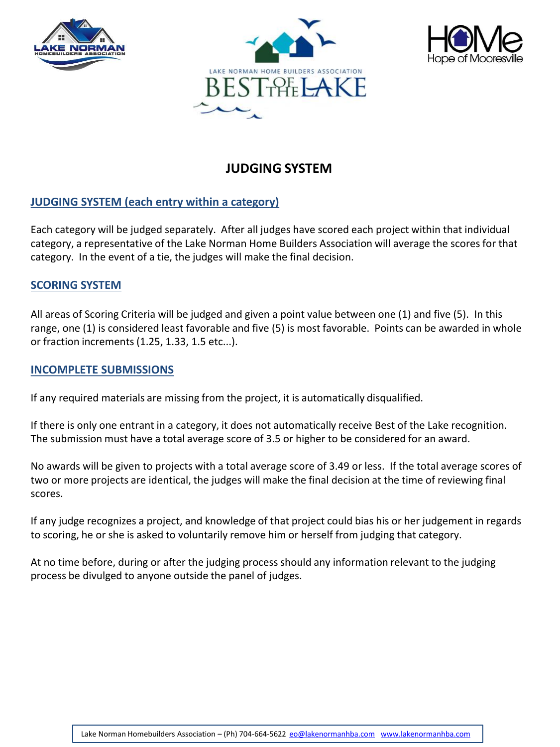# JUDGING SYSTEM

## JUDGING SYSTEM (each entry within a category)

Each category will be judged separately. After all judges have scored each project within that individual category, a representative of the Lake Norman Home Builders Association will average the scores for that category. In the event of a tie, the judges will make the final decision.

## SCORING SYSTEM

All areas of Scoring Criteria will be judged and given a point value between one (1) and five (5). In this range, one (1) is considered least favorable and five (5) is most favorable. Points can be awarded in whole or fraction increments (1.25, 1.33, 1.5 etc...).

## INCOMPLETE SUBMISSIONS

If any required materials are missing from the project, it is automatically disqualified.

If there is only one entrant in a category, it does not automatically receive Best of the Lake recognition. The submission must have a total average score of 3.5 or higher to be considered for an award.

No awards will be given to projects with a total average score of 3.49 or less. If the total average scores of two or more projects are identical, the judges will make the final decision at the time of reviewing final scores.

If any judge recognizes a project, and knowledge of that project could bias his or her judgement in regards to scoring, he or she is asked to voluntarily remove him or herself from judging that category.

At no time before, during or after the judging process should any information relevant to the judging process be divulged to anyone outside the panel of judges.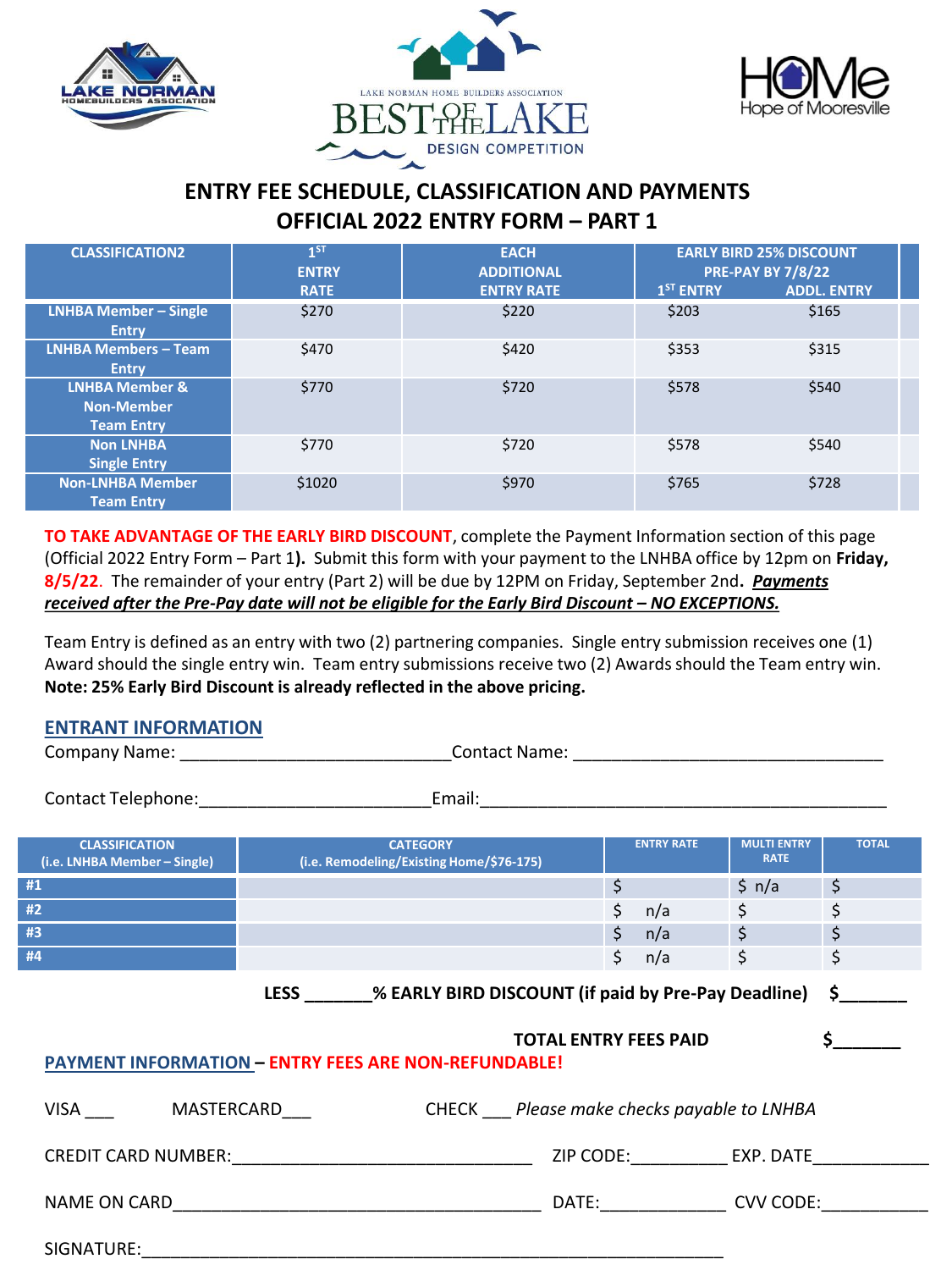LAKE NORMAN HOMEBUILDERS ASSOCIATION

LAKE NORMAN HOME BUILDERS ASSOCIATION BEST OF THE LAKE DESIGN COMPETITION

HOMe Hope of Mooresville

## ENTRY FEE SCHEDULE, CLASSIFICATION AND PAYMENTS
## OFFICIAL 2022 ENTRY FORM – PART 1

| CLASSIFICATION2 | 1ST ENTRY RATE | EACH ADDITIONAL ENTRY RATE | EARLY BIRD 25% DISCOUNT PRE-PAY BY 7/8/22 1ST ENTRY | ADDL. ENTRY |
|---|---|---|---|---|
| LNHBA Member – Single Entry | $270 | $220 | $203 | $165 |
| LNHBA Members – Team Entry | $470 | $420 | $353 | $315 |
| LNHBA Member & Non-Member Team Entry | $770 | $720 | $578 | $540 |
| Non LNHBA Single Entry | $770 | $720 | $578 | $540 |
| Non-LNHBA Member Team Entry | $1020 | $970 | $765 | $728 |

**TO TAKE ADVANTAGE OF THE EARLY BIRD DISCOUNT**, complete the Payment Information section of this page (Official 2022 Entry Form – Part 1**).** Submit this form with your payment to the LNHBA office by 12pm on **Friday, 8/5/22**. The remainder of your entry (Part 2) will be due by 12PM on Friday, September 2nd**.** ***Payments received after the Pre-Pay date will not be eligible for the Early Bird Discount – NO EXCEPTIONS.***

Team Entry is defined as an entry with two (2) partnering companies. Single entry submission receives one (1) Award should the single entry win. Team entry submissions receive two (2) Awards should the Team entry win. **Note: 25% Early Bird Discount is already reflected in the above pricing.**

### ENTRANT INFORMATION

Company Name: ____________________________Contact Name: ________________________________

Contact Telephone:________________________Email:___________________________________________

| CLASSIFICATION (i.e. LNHBA Member – Single) | CATEGORY (i.e. Remodeling/Existing Home/$76-175) | ENTRY RATE | MULTI ENTRY RATE | TOTAL |
|---|---|---|---|---|
| #1 | | $ | $ n/a | $ |
| #2 | | $ n/a | $ | $ |
| #3 | | $ n/a | $ | $ |
| #4 | | $ n/a | $ | $ |

**LESS _______% EARLY BIRD DISCOUNT (if paid by Pre-Pay Deadline) $_______**

**TOTAL ENTRY FEES PAID $_______**

### PAYMENT INFORMATION – ENTRY FEES ARE NON-REFUNDABLE!

VISA ___ MASTERCARD___ CHECK ___ *Please make checks payable to LNHBA*

CREDIT CARD NUMBER:________________________________ ZIP CODE:__________ EXP. DATE____________

NAME ON CARD_______________________________________ DATE:_____________ CVV CODE:___________

SIGNATURE:______________________________________________________________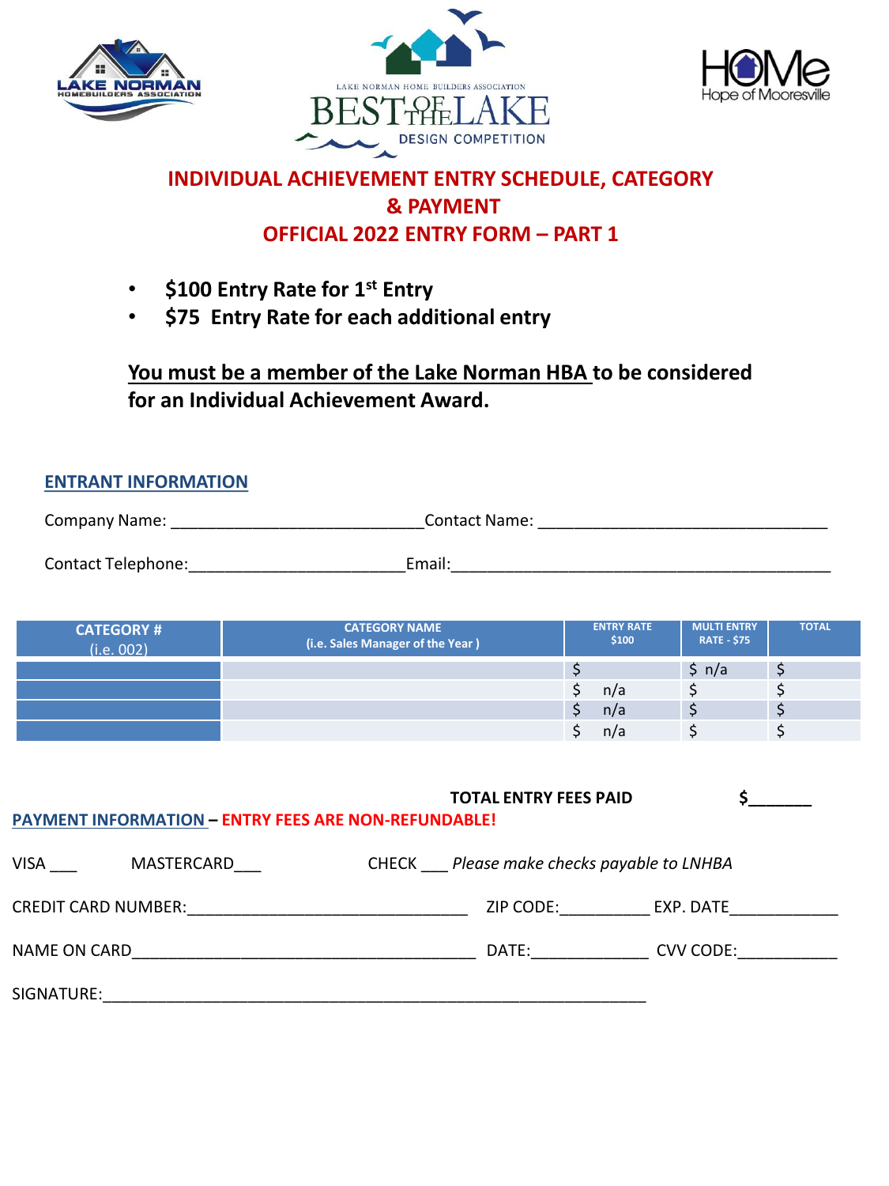# INDIVIDUAL ACHIEVEMENT ENTRY SCHEDULE, CATEGORY & PAYMENT

## OFFICIAL 2022 ENTRY FORM – PART 1

- **\$100 Entry Rate for 1st Entry**
- **\$75 Entry Rate for each additional entry**

**You must be a member of the Lake Norman HBA to be considered for an Individual Achievement Award.**

## ENTRANT INFORMATION

Company Name: ___________________________ Contact Name: _______________________________

Contact Telephone: _______________________ Email: _________________________________________

| CATEGORY # (i.e. 002) | CATEGORY NAME (i.e. Sales Manager of the Year ) | ENTRY RATE \$100 | MULTI ENTRY RATE - \$75 | TOTAL |
|---|---|---|---|---|
| | | \$ | \$ n/a | \$ |
| | | \$ n/a | \$ | \$ |
| | | \$ n/a | \$ | \$ |
| | | \$ n/a | \$ | \$ |

**TOTAL ENTRY FEES PAID** **\$_______**

**PAYMENT INFORMATION – ENTRY FEES ARE NON-REFUNDABLE!**

VISA ___ MASTERCARD___ CHECK ___ *Please make checks payable to LNHBA*

CREDIT CARD NUMBER:_______________________________ ZIP CODE:__________ EXP. DATE____________

NAME ON CARD_____________________________________ DATE:____________ CVV CODE:___________

SIGNATURE:_____________________________________________________________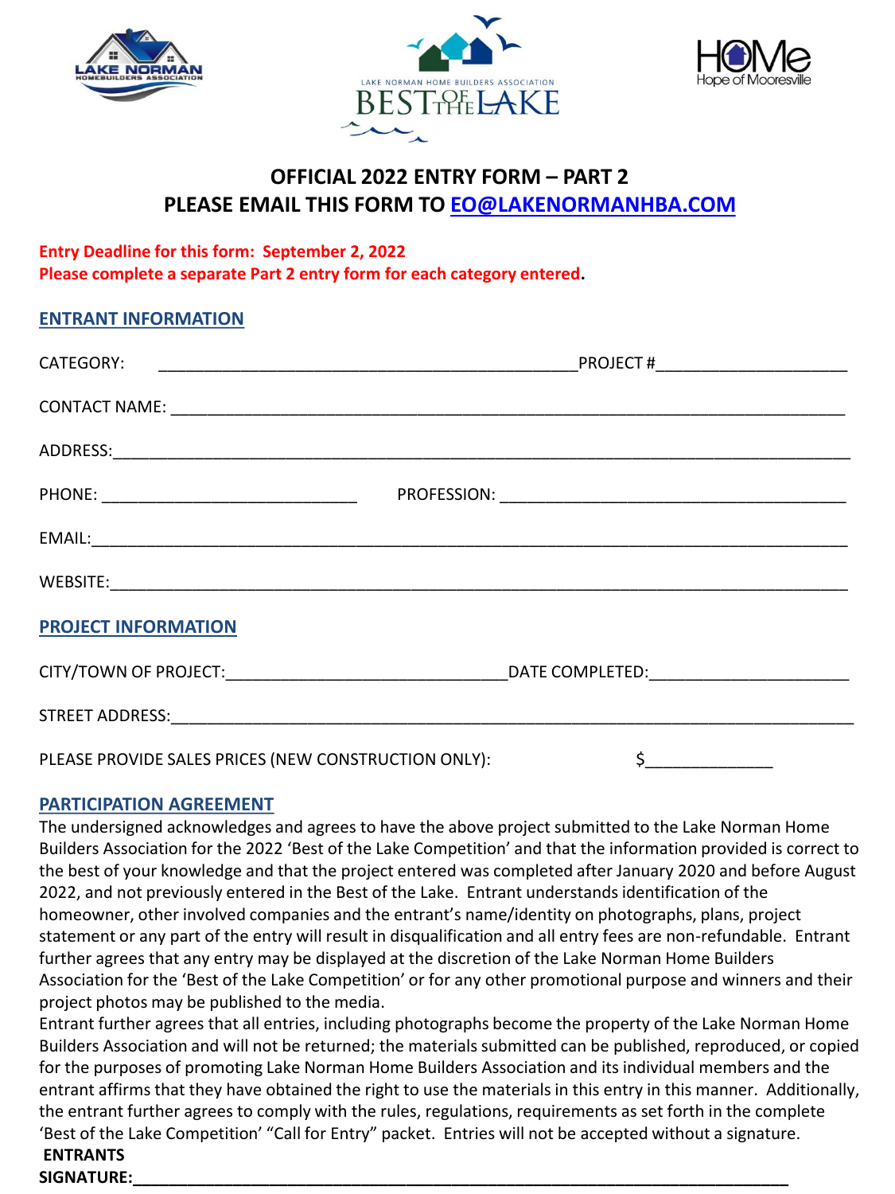# OFFICIAL 2022 ENTRY FORM – PART 2

## PLEASE EMAIL THIS FORM TO EO@LAKENORMANHBA.COM

**Entry Deadline for this form: September 2, 2022**
**Please complete a separate Part 2 entry form for each category entered.**

## ENTRANT INFORMATION

CATEGORY: ______________________________________________ PROJECT #____________________

CONTACT NAME: ___________________________________________________________________________

ADDRESS:_________________________________________________________________________________

PHONE: ____________________________ PROFESSION: ______________________________________

EMAIL:___________________________________________________________________________________

WEBSITE:_________________________________________________________________________________

## PROJECT INFORMATION

CITY/TOWN OF PROJECT:______________________________ DATE COMPLETED:_____________________

STREET ADDRESS:__________________________________________________________________________

PLEASE PROVIDE SALES PRICES (NEW CONSTRUCTION ONLY): $_____________

## PARTICIPATION AGREEMENT

The undersigned acknowledges and agrees to have the above project submitted to the Lake Norman Home Builders Association for the 2022 'Best of the Lake Competition' and that the information provided is correct to the best of your knowledge and that the project entered was completed after January 2020 and before August 2022, and not previously entered in the Best of the Lake. Entrant understands identification of the homeowner, other involved companies and the entrant's name/identity on photographs, plans, project statement or any part of the entry will result in disqualification and all entry fees are non-refundable. Entrant further agrees that any entry may be displayed at the discretion of the Lake Norman Home Builders Association for the 'Best of the Lake Competition' or for any other promotional purpose and winners and their project photos may be published to the media.

Entrant further agrees that all entries, including photographs become the property of the Lake Norman Home Builders Association and will not be returned; the materials submitted can be published, reproduced, or copied for the purposes of promoting Lake Norman Home Builders Association and its individual members and the entrant affirms that they have obtained the right to use the materials in this entry in this manner. Additionally, the entrant further agrees to comply with the rules, regulations, requirements as set forth in the complete 'Best of the Lake Competition' "Call for Entry" packet. Entries will not be accepted without a signature.

**ENTRANTS SIGNATURE:**_____________________________________________________________________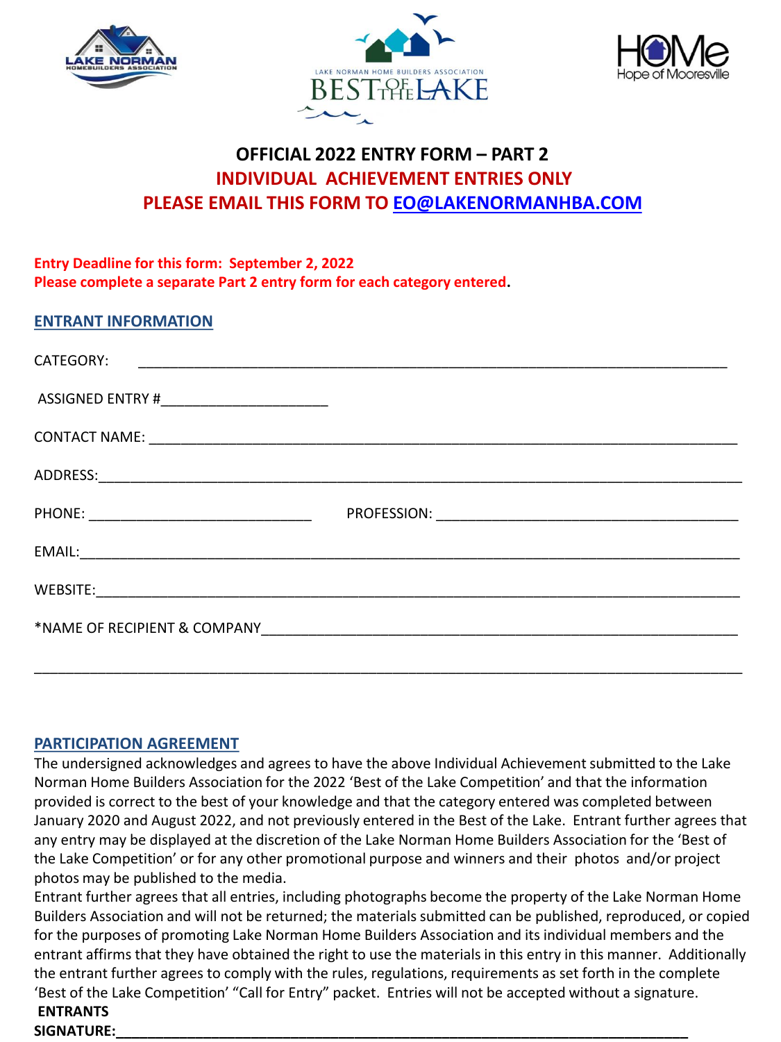# OFFICIAL 2022 ENTRY FORM – PART 2

## INDIVIDUAL ACHIEVEMENT ENTRIES ONLY

## PLEASE EMAIL THIS FORM TO EO@LAKENORMANHBA.COM

**Entry Deadline for this form: September 2, 2022**
**Please complete a separate Part 2 entry form for each category entered.**

## ENTRANT INFORMATION

CATEGORY: ___________________________________________________________________________

ASSIGNED ENTRY #_____________________

CONTACT NAME: ___________________________________________________________________________

ADDRESS:___________________________________________________________________________

PHONE: ____________________________ PROFESSION: ______________________________________

EMAIL:___________________________________________________________________________

WEBSITE:___________________________________________________________________________

*NAME OF RECIPIENT & COMPANY_______________________________________________________________

___________________________________________________________________________

## PARTICIPATION AGREEMENT

The undersigned acknowledges and agrees to have the above Individual Achievement submitted to the Lake Norman Home Builders Association for the 2022 'Best of the Lake Competition' and that the information provided is correct to the best of your knowledge and that the category entered was completed between January 2020 and August 2022, and not previously entered in the Best of the Lake. Entrant further agrees that any entry may be displayed at the discretion of the Lake Norman Home Builders Association for the 'Best of the Lake Competition' or for any other promotional purpose and winners and their photos and/or project photos may be published to the media.

Entrant further agrees that all entries, including photographs become the property of the Lake Norman Home Builders Association and will not be returned; the materials submitted can be published, reproduced, or copied for the purposes of promoting Lake Norman Home Builders Association and its individual members and the entrant affirms that they have obtained the right to use the materials in this entry in this manner. Additionally the entrant further agrees to comply with the rules, regulations, requirements as set forth in the complete 'Best of the Lake Competition' "Call for Entry" packet. Entries will not be accepted without a signature.

**ENTRANTS SIGNATURE:**___________________________________________________________________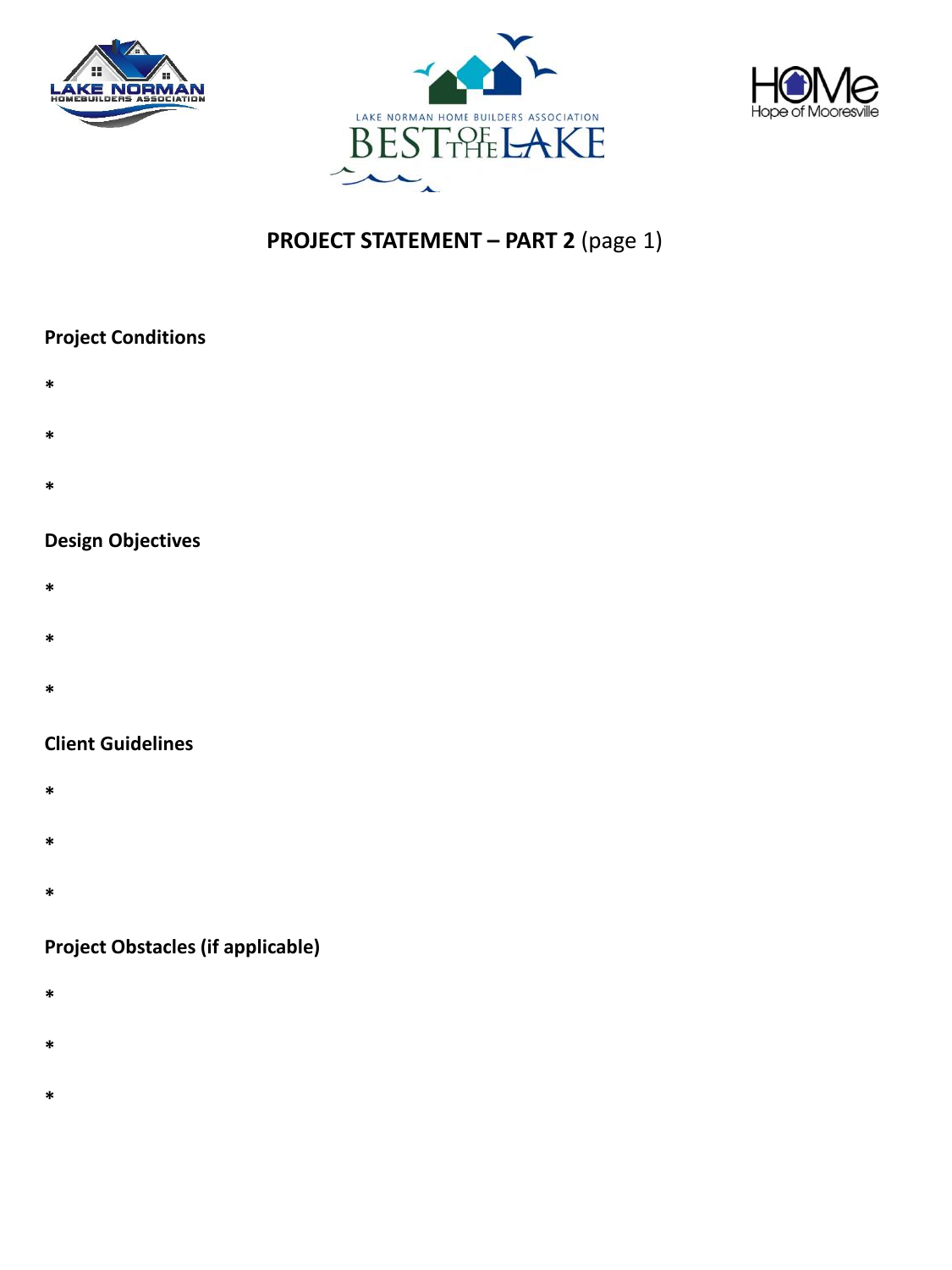# PROJECT STATEMENT – PART 2 (page 1)

**Project Conditions**

*

*

*

**Design Objectives**

*

*

*

**Client Guidelines**

*

*

*

**Project Obstacles (if applicable)**

*

*

*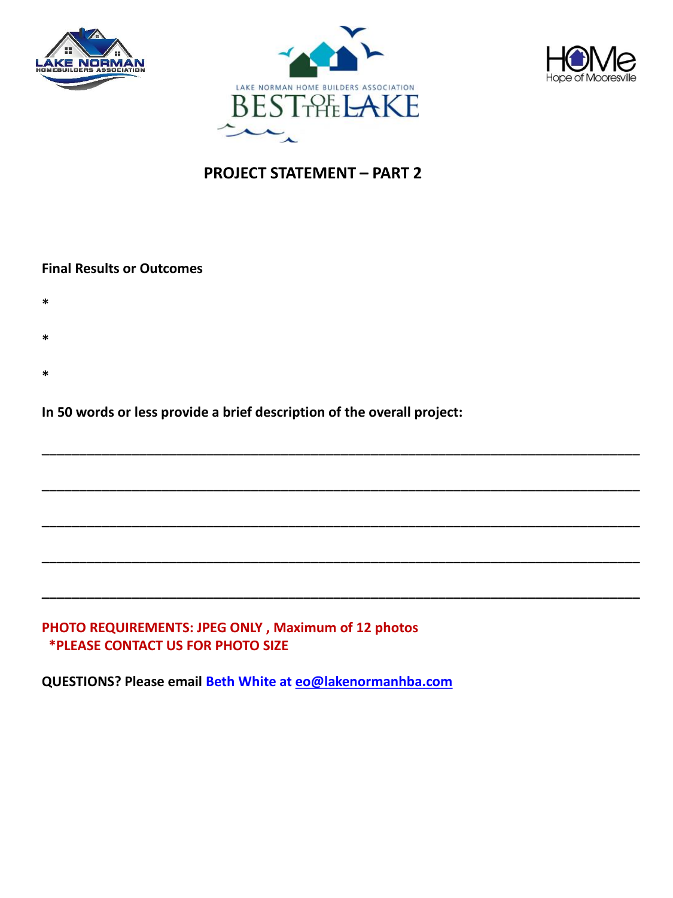## PROJECT STATEMENT – PART 2

**Final Results or Outcomes**

*

*

*

**In 50 words or less provide a brief description of the overall project:**

\_\_\_\_\_\_\_\_\_\_\_\_\_\_\_\_\_\_\_\_\_\_\_\_\_\_\_\_\_\_\_\_\_\_\_\_\_\_\_\_\_\_\_\_\_\_\_\_\_\_\_\_\_\_\_\_\_\_\_\_\_\_\_\_\_\_\_\_\_\_\_\_

\_\_\_\_\_\_\_\_\_\_\_\_\_\_\_\_\_\_\_\_\_\_\_\_\_\_\_\_\_\_\_\_\_\_\_\_\_\_\_\_\_\_\_\_\_\_\_\_\_\_\_\_\_\_\_\_\_\_\_\_\_\_\_\_\_\_\_\_\_\_\_\_

\_\_\_\_\_\_\_\_\_\_\_\_\_\_\_\_\_\_\_\_\_\_\_\_\_\_\_\_\_\_\_\_\_\_\_\_\_\_\_\_\_\_\_\_\_\_\_\_\_\_\_\_\_\_\_\_\_\_\_\_\_\_\_\_\_\_\_\_\_\_\_\_

\_\_\_\_\_\_\_\_\_\_\_\_\_\_\_\_\_\_\_\_\_\_\_\_\_\_\_\_\_\_\_\_\_\_\_\_\_\_\_\_\_\_\_\_\_\_\_\_\_\_\_\_\_\_\_\_\_\_\_\_\_\_\_\_\_\_\_\_\_\_\_\_

\_\_\_\_\_\_\_\_\_\_\_\_\_\_\_\_\_\_\_\_\_\_\_\_\_\_\_\_\_\_\_\_\_\_\_\_\_\_\_\_\_\_\_\_\_\_\_\_\_\_\_\_\_\_\_\_\_\_\_\_\_\_\_\_\_\_\_\_\_\_\_\_

**PHOTO REQUIREMENTS: JPEG ONLY , Maximum of 12 photos**
**\*PLEASE CONTACT US FOR PHOTO SIZE**

**QUESTIONS? Please email Beth White at eo@lakenormanhba.com**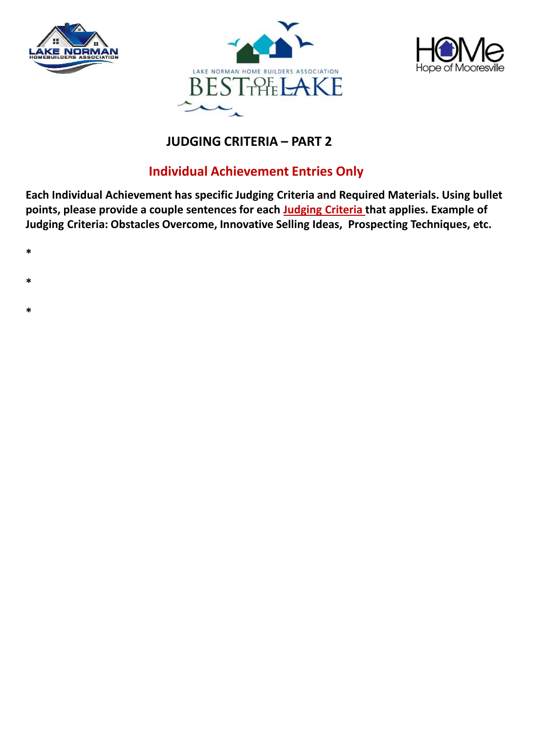## JUDGING CRITERIA – PART 2

### Individual Achievement Entries Only

**Each Individual Achievement has specific Judging Criteria and Required Materials. Using bullet points, please provide a couple sentences for each Judging Criteria that applies. Example of Judging Criteria: Obstacles Overcome, Innovative Selling Ideas, Prospecting Techniques, etc.**

*

*

*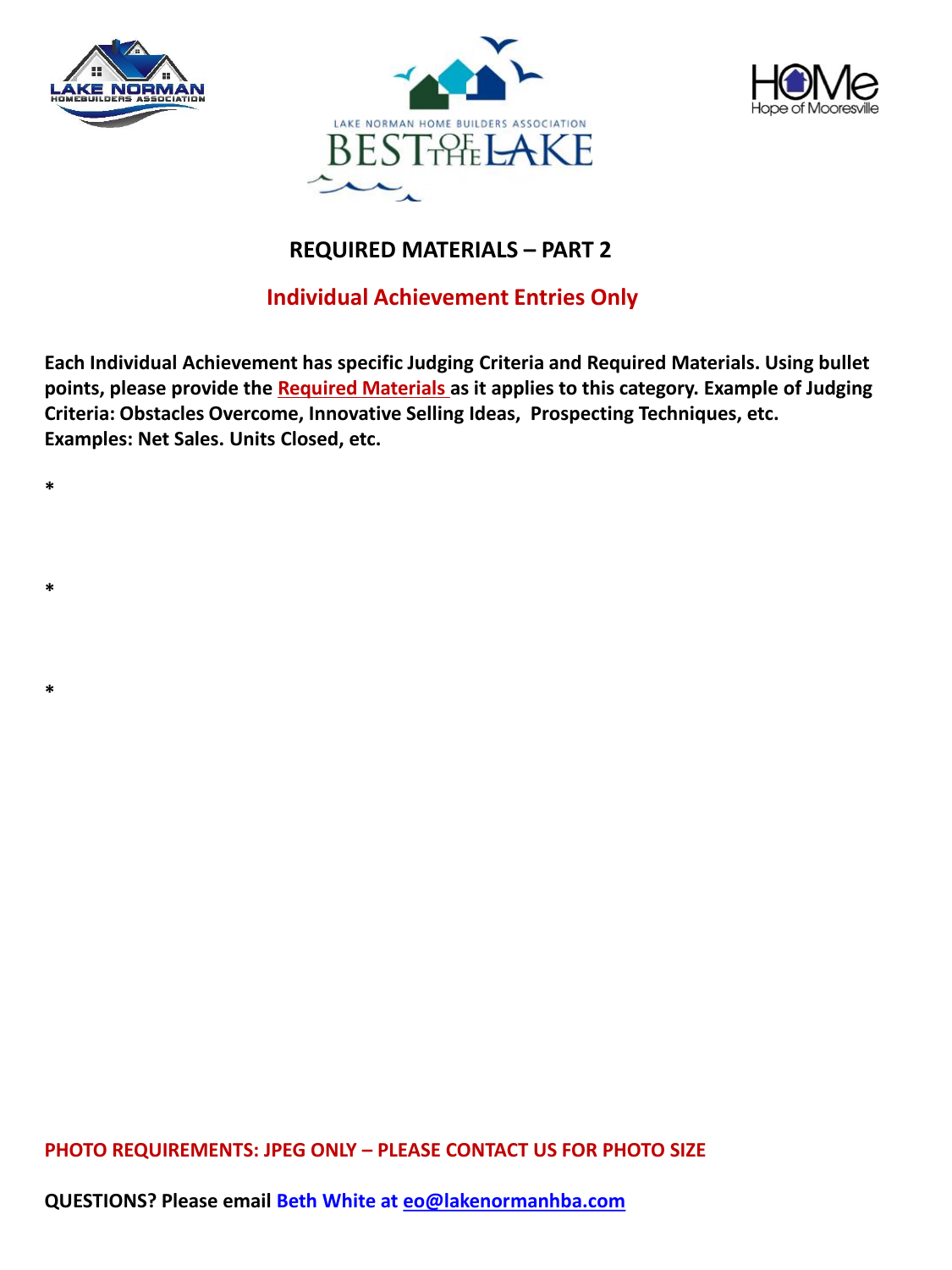## REQUIRED MATERIALS – PART 2

### Individual Achievement Entries Only

**Each Individual Achievement has specific Judging Criteria and Required Materials. Using bullet points, please provide the Required Materials as it applies to this category. Example of Judging Criteria: Obstacles Overcome, Innovative Selling Ideas, Prospecting Techniques, etc. Examples: Net Sales. Units Closed, etc.**

*

*

*

**PHOTO REQUIREMENTS: JPEG ONLY – PLEASE CONTACT US FOR PHOTO SIZE**

**QUESTIONS? Please email Beth White at eo@lakenormanhba.com**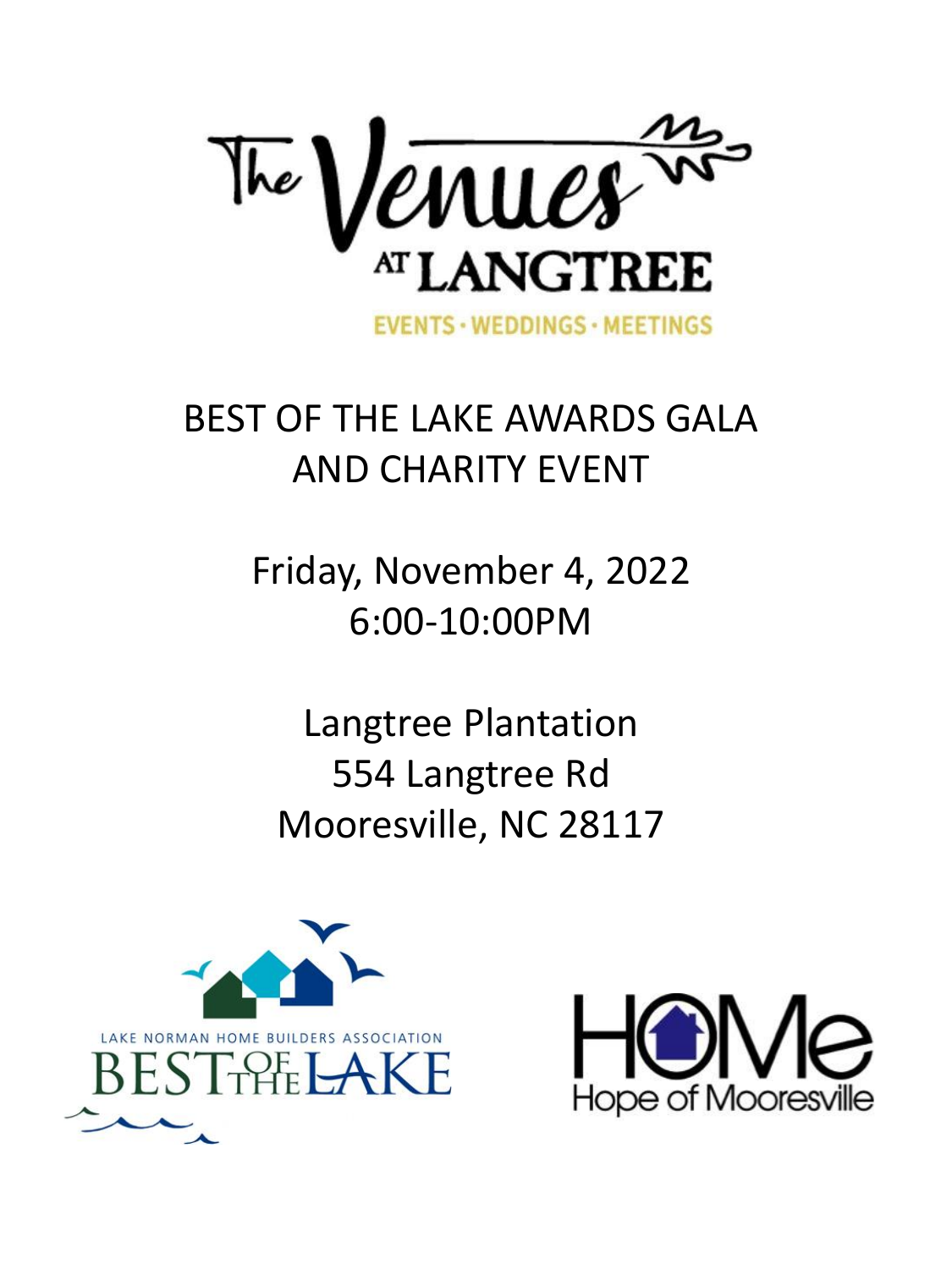The Venues AT LANGTREE

EVENTS · WEDDINGS · MEETINGS

# BEST OF THE LAKE AWARDS GALA AND CHARITY EVENT

Friday, November 4, 2022
6:00-10:00PM

Langtree Plantation
554 Langtree Rd
Mooresville, NC 28117

LAKE NORMAN HOME BUILDERS ASSOCIATION
BEST OF THE LAKE

HOMe
Hope of Mooresville